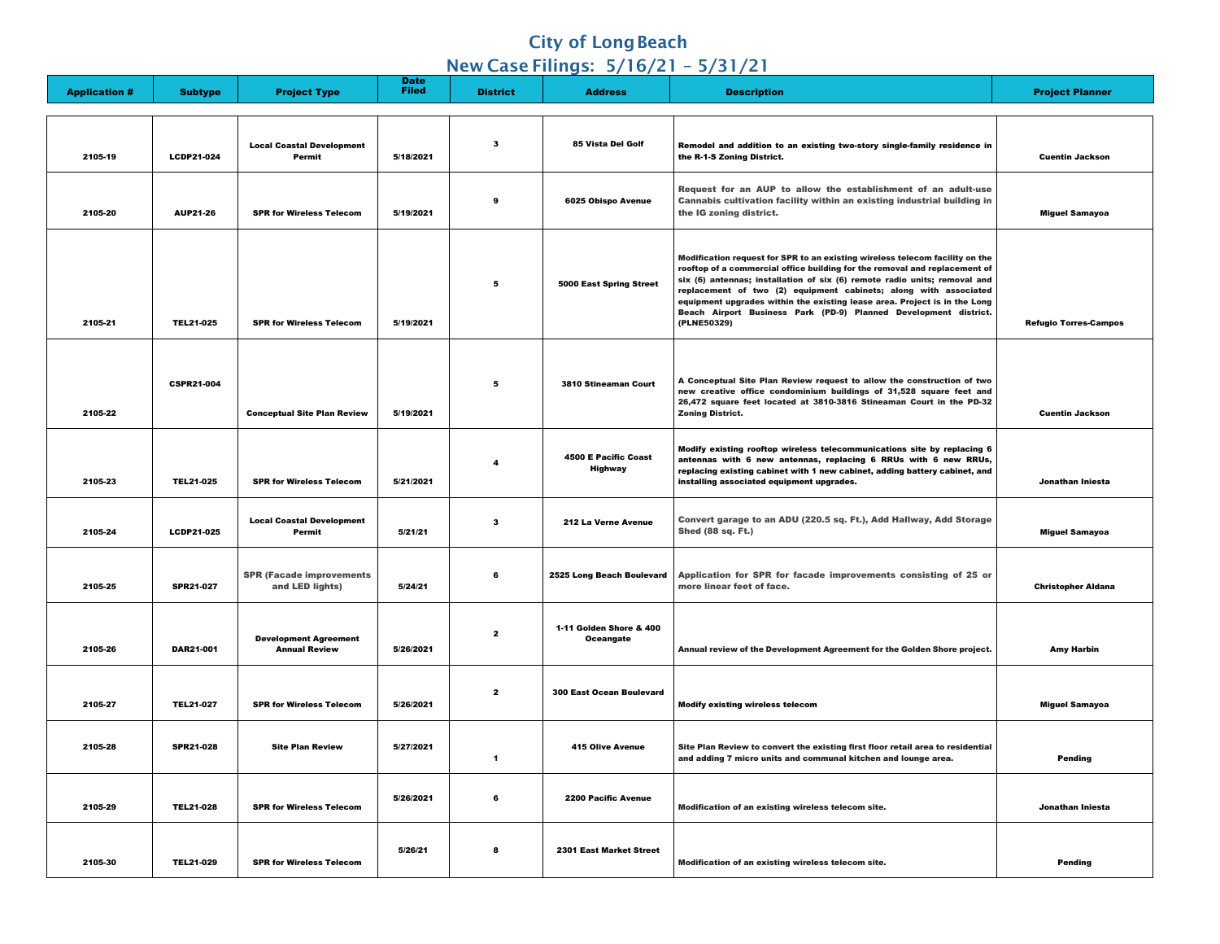# City of Long Beach

## New Case Filings: 5/16/21 – 5/31/21

| Application # | Subtype | Project Type | Date Filed | District | Address | Description | Project Planner |
|---|---|---|---|---|---|---|---|
| 2105-19 | LCDP21-024 | Local Coastal Development Permit | 5/18/2021 | 3 | 85 Vista Del Golf | Remodel and addition to an existing two-story single-family residence in the R-1-S Zoning District. | Cuentin Jackson |
| 2105-20 | AUP21-26 | SPR for Wireless Telecom | 5/19/2021 | 9 | 6025 Obispo Avenue | Request for an AUP to allow the establishment of an adult-use Cannabis cultivation facility within an existing industrial building in the IG zoning district. | Miguel Samayoa |
| 2105-21 | TEL21-025 | SPR for Wireless Telecom | 5/19/2021 | 5 | 5000 East Spring Street | Modification request for SPR to an existing wireless telecom facility on the rooftop of a commercial office building for the removal and replacement of six (6) antennas; installation of six (6) remote radio units; removal and replacement of two (2) equipment cabinets; along with associated equipment upgrades within the existing lease area. Project is in the Long Beach Airport Business Park (PD-9) Planned Development district. (PLNE50329) | Refugio Torres-Campos |
| 2105-22 | CSPR21-004 | Conceptual Site Plan Review | 5/19/2021 | 5 | 3810 Stineaman Court | A Conceptual Site Plan Review request to allow the construction of two new creative office condominium buildings of 31,528 square feet and 26,472 square feet located at 3810-3816 Stineaman Court in the PD-32 Zoning District. | Cuentin Jackson |
| 2105-23 | TEL21-025 | SPR for Wireless Telecom | 5/21/2021 | 4 | 4500 E Pacific Coast Highway | Modify existing rooftop wireless telecommunications site by replacing 6 antennas with 6 new antennas, replacing 6 RRUs with 6 new RRUs, replacing existing cabinet with 1 new cabinet, adding battery cabinet, and installing associated equipment upgrades. | Jonathan Iniesta |
| 2105-24 | LCDP21-025 | Local Coastal Development Permit | 5/21/21 | 3 | 212 La Verne Avenue | Convert garage to an ADU (220.5 sq. Ft.), Add Hallway, Add Storage Shed (88 sq. Ft.) | Miguel Samayoa |
| 2105-25 | SPR21-027 | SPR (Facade improvements and LED lights) | 5/24/21 | 6 | 2525 Long Beach Boulevard | Application for SPR for facade improvements consisting of 25 or more linear feet of face. | Christopher Aldana |
| 2105-26 | DAR21-001 | Development Agreement Annual Review | 5/26/2021 | 2 | 1-11 Golden Shore & 400 Oceangate | Annual review of the Development Agreement for the Golden Shore project. | Amy Harbin |
| 2105-27 | TEL21-027 | SPR for Wireless Telecom | 5/26/2021 | 2 | 300 East Ocean Boulevard | Modify existing wireless telecom | Miguel Samayoa |
| 2105-28 | SPR21-028 | Site Plan Review | 5/27/2021 | 1 | 415 Olive Avenue | Site Plan Review to convert the existing first floor retail area to residential and adding 7 micro units and communal kitchen and lounge area. | Pending |
| 2105-29 | TEL21-028 | SPR for Wireless Telecom | 5/26/2021 | 6 | 2200 Pacific Avenue | Modification of an existing wireless telecom site. | Jonathan Iniesta |
| 2105-30 | TEL21-029 | SPR for Wireless Telecom | 5/26/21 | 8 | 2301 East Market Street | Modification of an existing wireless telecom site. | Pending |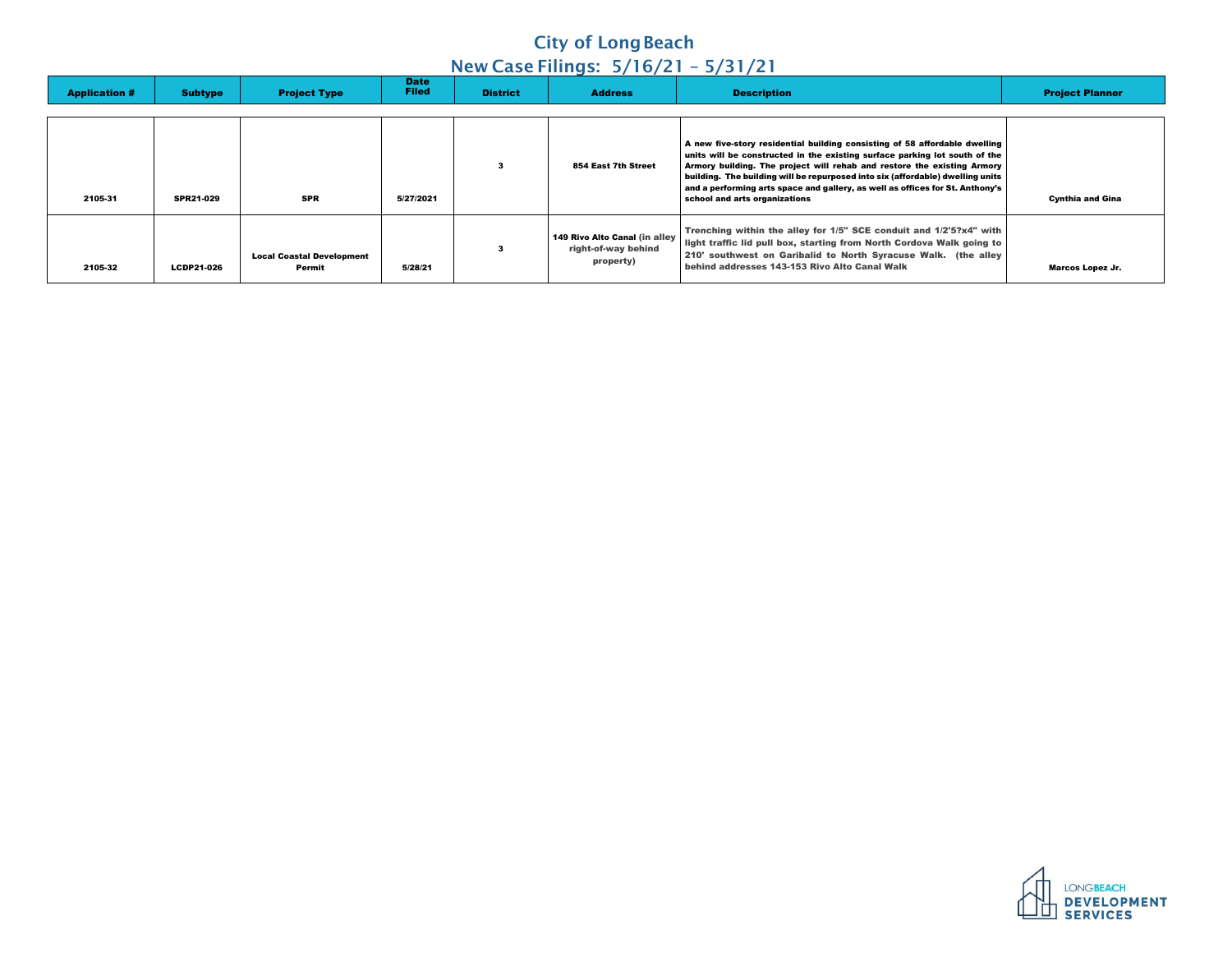# City of Long Beach

## New Case Filings: 5/16/21 – 5/31/21

| Application # | Subtype | Project Type | Date Filed | District | Address | Description | Project Planner |
|---|---|---|---|---|---|---|---|
| 2105-31 | SPR21-029 | SPR | 5/27/2021 | 3 | 854 East 7th Street | A new five-story residential building consisting of 58 affordable dwelling units will be constructed in the existing surface parking lot south of the Armory building. The project will rehab and restore the existing Armory building. The building will be repurposed into six (affordable) dwelling units and a performing arts space and gallery, as well as offices for St. Anthony's school and arts organizations | Cynthia and Gina |
| 2105-32 | LCDP21-026 | Local Coastal Development Permit | 5/28/21 | 3 | 149 Rivo Alto Canal (in alley right-of-way behind property) | Trenching within the alley for 1/5" SCE conduit and 1/2'5?x4" with light traffic lid pull box, starting from North Cordova Walk going to 210' southwest on Garibalid to North Syracuse Walk. (the alley behind addresses 143-153 Rivo Alto Canal Walk | Marcos Lopez Jr. |